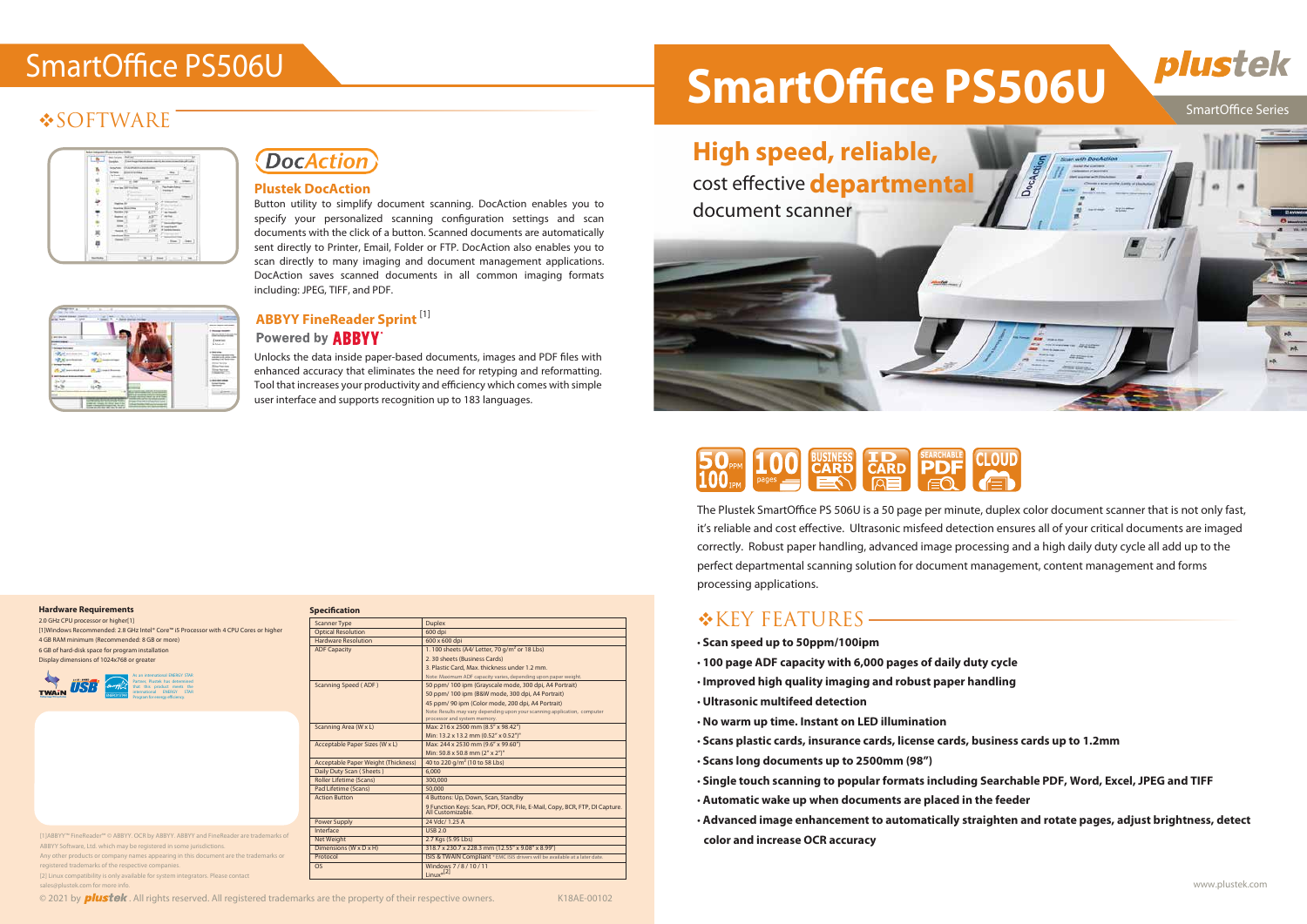# SmartOffice PS506U

## SOFTWARE

### Plustek DocAction

Button utility to simplify document scanning. DocAction enables you to specify your personalized scanning configuration settings and scan documents with the click of a button. Scanned documents are automatically sent directly to Printer, Email, Folder or FTP. DocAction also enables you to scan directly to many imaging and document management applications. DocAction saves scanned documents in all common imaging formats including: JPEG, TIFF, and PDF.

### ABBYY FineReader Sprint [1]

**Powered by ABBYY**

Unlocks the data inside paper-based documents, images and PDF files with enhanced accuracy that eliminates the need for retyping and reformatting. Tool that increases your productivity and efficiency which comes with simple user interface and supports recognition up to 183 languages.

### Hardware Requirements

2.0 GHz CPU processor or higher[1]
[1]Windows Recommended: 2.8 GHz Intel® Core™ i5 Processor with 4 CPU Cores or higher
4 GB RAM minimum (Recommended: 8 GB or more)
6 GB of hard-disk space for program installation
Display dimensions of 1024x768 or greater

As an international ENERGY STAR Partner, Plustek has determined that this product meets the international ENERGY STAR Program for energy efficiency.

### Specification

| Specification | |
|---|---|
| Scanner Type | Duplex |
| Optical Resolution | 600 dpi |
| Hardware Resolution | 600 x 600 dpi |
| ADF Capacity | 1. 100 sheets (A4/ Letter, 70 g/m² or 18 Lbs)<br>2. 30 sheets (Business Cards)<br>3. Plastic Card, Max. thickness under 1.2 mm.<br>Note: Maximum ADF capacity varies, depending upon paper weight. |
| Scanning Speed ( ADF ) | 50 ppm/ 100 ipm (Grayscale mode, 300 dpi, A4 Portrait)<br>50 ppm/ 100 ipm (B&W mode, 300 dpi, A4 Portrait)<br>45 ppm/ 90 ipm (Color mode, 200 dpi, A4 Portrait)<br>Note: Results may vary depending upon your scanning application, computer processor and system memory. |
| Scanning Area (W x L) | Max: 216 x 2500 mm (8.5" x 98.42")<br>Min: 13.2 x 13.2 mm (0.52" x 0.52")" |
| Acceptable Paper Sizes (W x L) | Max: 244 x 2530 mm (9.6" x 99.60")<br>Min: 50.8 x 50.8 mm (2" x 2")" |
| Acceptable Paper Weight (Thickness) | 40 to 220 g/m² (10 to 58 Lbs) |
| Daily Duty Scan ( Sheets ) | 6,000 |
| Roller Lifetime (Scans) | 300,000 |
| Pad Lifetime (Scans) | 50,000 |
| Action Button | 4 Buttons: Up, Down, Scan, Standby<br>9 Function Keys: Scan, PDF, OCR, File, E-Mail, Copy, BCR, FTP, DI Capture. All Customizable. |
| Power Supply | 24 Vdc/ 1.25 A |
| Interface | USB 2.0 |
| Net Weight | 2.7 Kgs (5.95 Lbs) |
| Dimensions (W x D x H) | 318.7 x 230.7 x 228.3 mm (12.55" x 9.08" x 8.99") |
| Protocol | ISIS & TWAIN Compliant * EMC ISIS drivers will be available at a later date. |
| OS | Windows 7 / 8 / 10 / 11<br>Linux[2] |

[1]ABBYY™ FineReader™ © ABBYY. OCR by ABBYY. ABBYY and FineReader are trademarks of ABBYY Software, Ltd. which may be registered in some jurisdictions.
Any other products or company names appearing in this document are the trademarks or registered trademarks of the respective companies.
[2] Linux compatibility is only available for system integrators. Please contact sales@plustek.com for more info.

© 2021 by plustek. All rights reserved. All registered trademarks are the property of their respective owners. K18AE-00102

# SmartOffice PS506U

plustek — SmartOffice Series

## High speed, reliable, cost effective departmental document scanner

50 PPM 100 IPM · 100 pages · BUSINESS CARD · ID CARD · SEARCHABLE PDF · CLOUD

The Plustek SmartOffice PS 506U is a 50 page per minute, duplex color document scanner that is not only fast, it's reliable and cost effective. Ultrasonic misfeed detection ensures all of your critical documents are imaged correctly. Robust paper handling, advanced image processing and a high daily duty cycle all add up to the perfect departmental scanning solution for document management, content management and forms processing applications.

## KEY FEATURES

- **Scan speed up to 50ppm/100ipm**
- **100 page ADF capacity with 6,000 pages of daily duty cycle**
- **Improved high quality imaging and robust paper handling**
- **Ultrasonic multifeed detection**
- **No warm up time. Instant on LED illumination**
- **Scans plastic cards, insurance cards, license cards, business cards up to 1.2mm**
- **Scans long documents up to 2500mm (98")**
- **Single touch scanning to popular formats including Searchable PDF, Word, Excel, JPEG and TIFF**
- **Automatic wake up when documents are placed in the feeder**
- **Advanced image enhancement to automatically straighten and rotate pages, adjust brightness, detect color and increase OCR accuracy**

www.plustek.com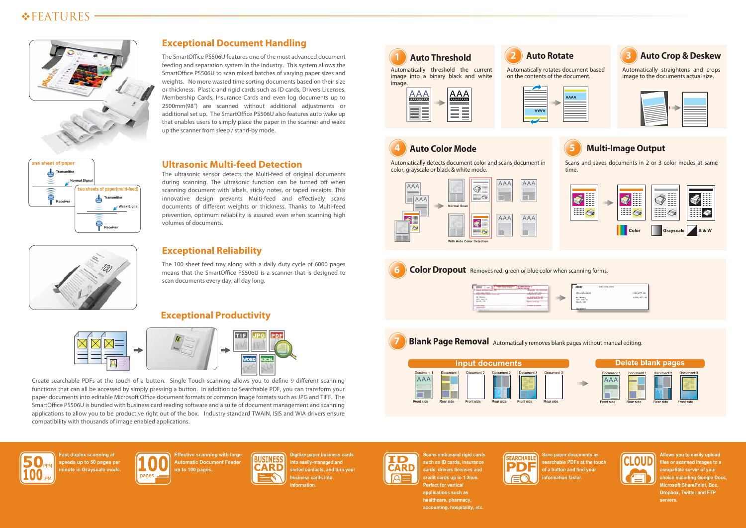# ❖FEATURES

## Exceptional Document Handling

The SmartOffice PS506U features one of the most advanced document feeding and separation system in the industry. This system allows the SmartOffice PS506U to scan mixed batches of varying paper sizes and weights. No more wasted time sorting documents based on their size or thickness. Plastic and rigid cards such as ID cards, Drivers Licenses, Membership Cards, Insurance Cards and even log documents up to 2500mm(98") are scanned without additional adjustments or additional set up. The SmartOffice PS506U also features auto wake up that enables users to simply place the paper in the scanner and wake up the scanner from sleep / stand-by mode.

one sheet of paper
Transmitter
Normal Signal
Receiver
two sheets of paper(multi-feed)
Transmitter
Weak Signal
Receiver

## Ultrasonic Multi-feed Detection

The ultrasonic sensor detects the Multi-feed of original documents during scanning. The ultrasonic function can be turned off when scanning document with labels, sticky notes, or taped receipts. This innovative design prevents Multi-feed and effectively scans documents of different weights or thickness. Thanks to Multi-feed prevention, optimum reliability is assured even when scanning high volumes of documents.

## Exceptional Reliability

The 100 sheet feed tray along with a daily duty cycle of 6000 pages means that the SmartOffice PS506U is a scanner that is designed to scan documents every day, all day long.

## Exceptional Productivity

TIF JPG PDF WORD EXCEL

Create searchable PDFs at the touch of a button. Single Touch scanning allows you to define 9 different scanning functions that can all be accessed by simply pressing a button. In addition to Searchable PDF, you can transform your paper documents into editable Microsoft Office document formats or common image formats such as JPG and TIFF. The SmartOffice PS506U is bundled with business card reading software and a suite of document management and scanning applications to allow you to be productive right out of the box. Industry standard TWAIN, ISIS and WIA drivers ensure compatibility with thousands of image enabled applications.

### 1 Auto Threshold

Automatically threshold the current image into a binary black and white image.

### 2 Auto Rotate

Automatically rotates document based on the contents of the document.

### 3 Auto Crop & Deskew

Automatically straightens and crops image to the documents actual size.

### 4 Auto Color Mode

Automatically detects document color and scans document in color, grayscale or black & white mode.

Normal Scan

With Auto Color Detection

### 5 Multi-Image Output

Scans and saves documents in 2 or 3 color modes at same time.

Color Grayscale B & W

### 6 Color Dropout

Removes red, green or blue color when scanning forms.

### 7 Blank Page Removal

Automatically removes blank pages without manual editing.

Input documents
Document 1 Front side | Document 1 Rear side | Document 2 Front side | Document 2 Rear side | Document 3 Front side | Document 3 Rear side

Delete blank pages
Document 1 Front side | Document 1 Rear side | Document 2 Rear side | Document 3 Front side

50 PPM 100 IPM — **Fast duplex scanning at speeds up to 50 pages per minute in Grayscale mode.**

100 pages — **Effective scanning with large Automatic Document Feeder up to 100 pages.**

BUSINESS CARD — **Digitize paper business cards into easily-managed and sorted contacts, and turn your business cards into information.**

ID CARD — **Scans embossed rigid cards such as ID cards, insurance cards, drivers licenses and credit cards up to 1.2mm. Perfect for vertical applications such as healthcare, pharmacy, accounting. hospitality, etc.**

SEARCHABLE PDF — **Save paper documents as searchable PDFs at the touch of a button and find your information faster.**

CLOUD — **Allows you to easily upload files or scanned images to a compatible server of your choice including Google Docs, Microsoft SharePoint, Box, Dropbox, Twitter and FTP servers.**